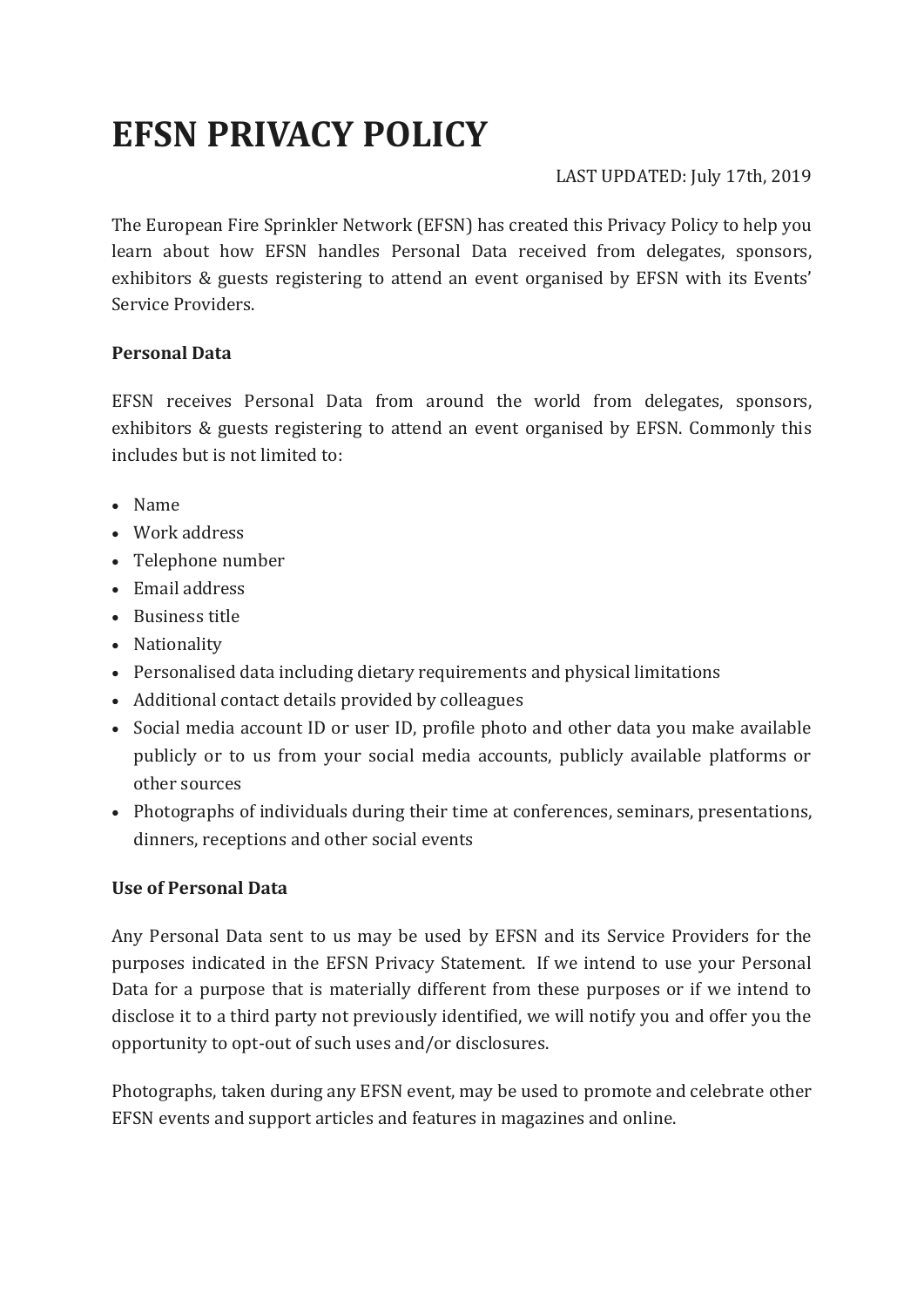# EFSN PRIVACY POLICY

LAST UPDATED: July 17th, 2019

The European Fire Sprinkler Network (EFSN) has created this Privacy Policy to help you learn about how EFSN handles Personal Data received from delegates, sponsors, exhibitors & guests registering to attend an event organised by EFSN with its Events' Service Providers.

**Personal Data**

EFSN receives Personal Data from around the world from delegates, sponsors, exhibitors & guests registering to attend an event organised by EFSN. Commonly this includes but is not limited to:

- Name
- Work address
- Telephone number
- Email address
- Business title
- Nationality
- Personalised data including dietary requirements and physical limitations
- Additional contact details provided by colleagues
- Social media account ID or user ID, profile photo and other data you make available publicly or to us from your social media accounts, publicly available platforms or other sources
- Photographs of individuals during their time at conferences, seminars, presentations, dinners, receptions and other social events

**Use of Personal Data**

Any Personal Data sent to us may be used by EFSN and its Service Providers for the purposes indicated in the EFSN Privacy Statement. If we intend to use your Personal Data for a purpose that is materially different from these purposes or if we intend to disclose it to a third party not previously identified, we will notify you and offer you the opportunity to opt-out of such uses and/or disclosures.

Photographs, taken during any EFSN event, may be used to promote and celebrate other EFSN events and support articles and features in magazines and online.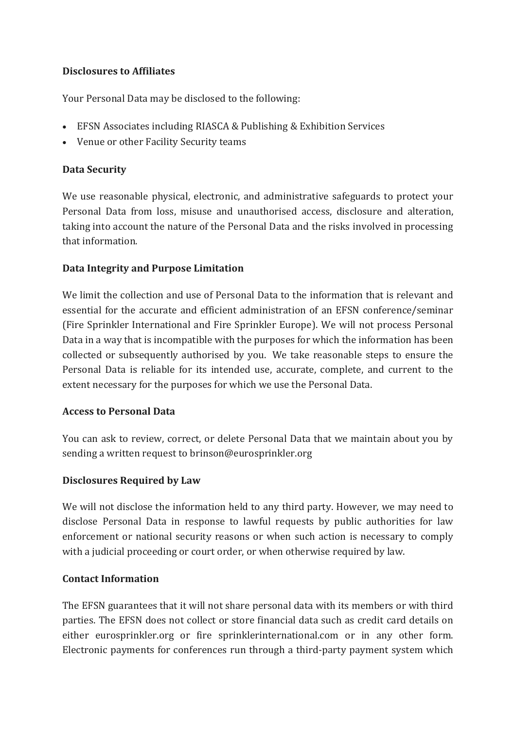**Disclosures to Affiliates**

Your Personal Data may be disclosed to the following:

- EFSN Associates including RIASCA & Publishing & Exhibition Services
- Venue or other Facility Security teams

**Data Security**

We use reasonable physical, electronic, and administrative safeguards to protect your Personal Data from loss, misuse and unauthorised access, disclosure and alteration, taking into account the nature of the Personal Data and the risks involved in processing that information.

**Data Integrity and Purpose Limitation**

We limit the collection and use of Personal Data to the information that is relevant and essential for the accurate and efficient administration of an EFSN conference/seminar (Fire Sprinkler International and Fire Sprinkler Europe). We will not process Personal Data in a way that is incompatible with the purposes for which the information has been collected or subsequently authorised by you. We take reasonable steps to ensure the Personal Data is reliable for its intended use, accurate, complete, and current to the extent necessary for the purposes for which we use the Personal Data.

**Access to Personal Data**

You can ask to review, correct, or delete Personal Data that we maintain about you by sending a written request to brinson@eurosprinkler.org

**Disclosures Required by Law**

We will not disclose the information held to any third party. However, we may need to disclose Personal Data in response to lawful requests by public authorities for law enforcement or national security reasons or when such action is necessary to comply with a judicial proceeding or court order, or when otherwise required by law.

**Contact Information**

The EFSN guarantees that it will not share personal data with its members or with third parties. The EFSN does not collect or store financial data such as credit card details on either eurosprinkler.org or fire sprinklerinternational.com or in any other form. Electronic payments for conferences run through a third-party payment system which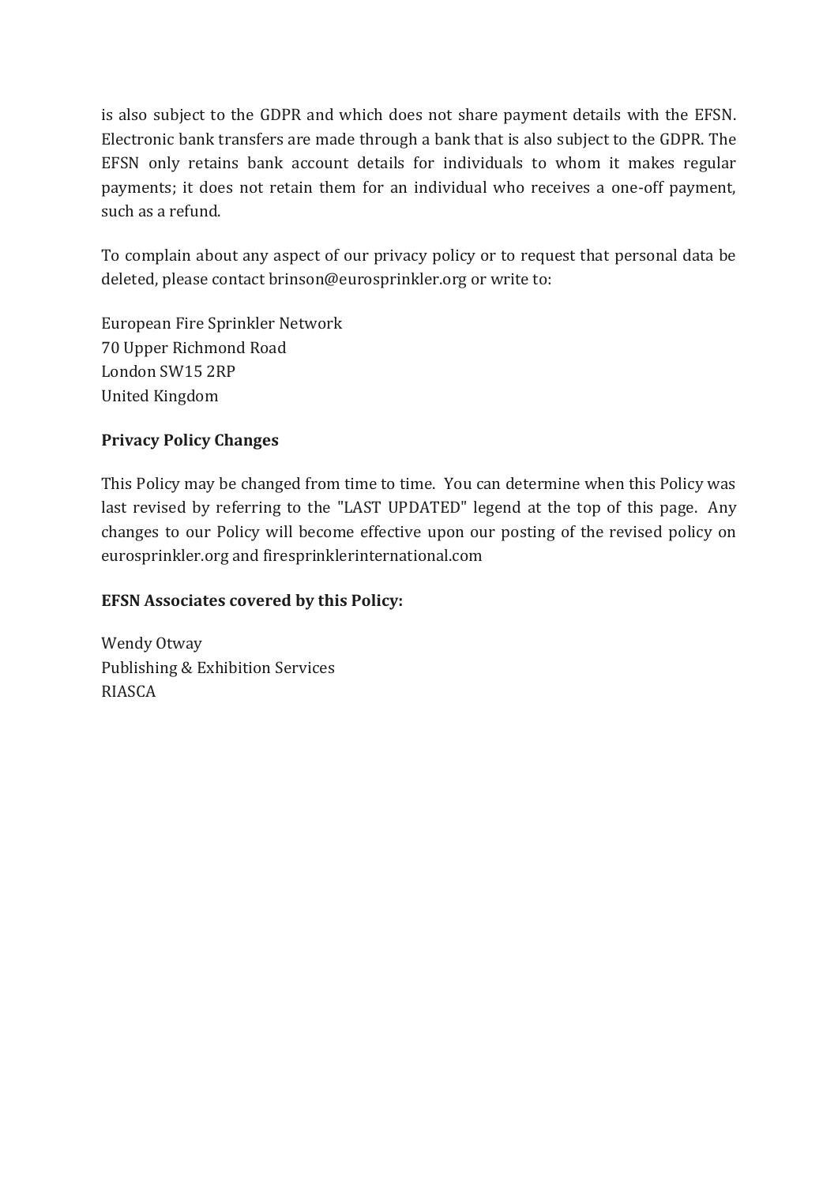is also subject to the GDPR and which does not share payment details with the EFSN. Electronic bank transfers are made through a bank that is also subject to the GDPR. The EFSN only retains bank account details for individuals to whom it makes regular payments; it does not retain them for an individual who receives a one-off payment, such as a refund.

To complain about any aspect of our privacy policy or to request that personal data be deleted, please contact brinson@eurosprinkler.org or write to:

European Fire Sprinkler Network
70 Upper Richmond Road
London SW15 2RP
United Kingdom

**Privacy Policy Changes**

This Policy may be changed from time to time. You can determine when this Policy was last revised by referring to the "LAST UPDATED" legend at the top of this page. Any changes to our Policy will become effective upon our posting of the revised policy on eurosprinkler.org and firesprinklerinternational.com

**EFSN Associates covered by this Policy:**

Wendy Otway
Publishing & Exhibition Services
RIASCA